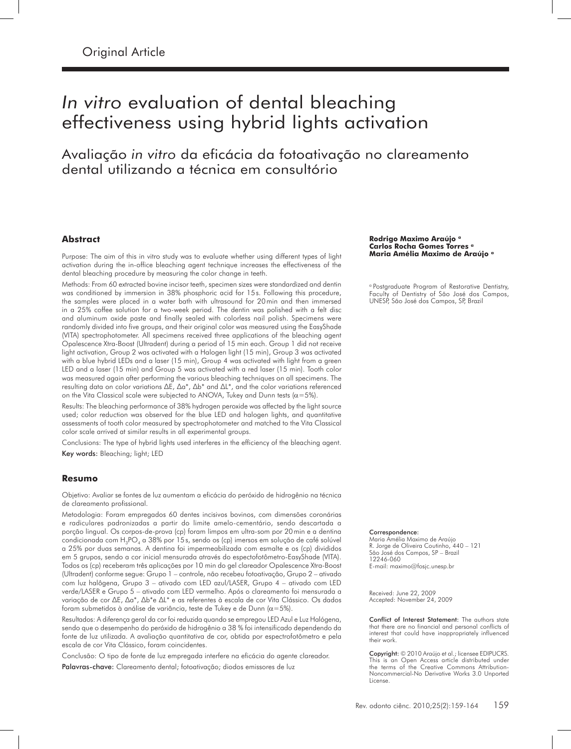Original Article

# *In vitro* evaluation of dental bleaching effectiveness using hybrid lights activation

## Avaliação *in vitro* da eficácia da fotoativação no clareamento dental utilizando a técnica em consultório

**Rodrigo Maximo Araújo** [a]
**Carlos Rocha Gomes Torres** [a]
**Maria Amélia Maximo de Araújo** [a]

[a] Postgraduate Program of Restorative Dentistry, Faculty of Dentistry of São José dos Campos, UNESP, São José dos Campos, SP, Brazil

### Abstract

Purpose: The aim of this in vitro study was to evaluate whether using different types of light activation during the in-office bleaching agent technique increases the effectiveness of the dental bleaching procedure by measuring the color change in teeth.

Methods: From 60 extracted bovine incisor teeth, specimen sizes were standardized and dentin was conditioned by immersion in 38% phosphoric acid for 15 s. Following this procedure, the samples were placed in a water bath with ultrasound for 20 min and then immersed in a 25% coffee solution for a two-week period. The dentin was polished with a felt disc and aluminum oxide paste and finally sealed with colorless nail polish. Specimens were randomly divided into five groups, and their original color was measured using the EasyShade (VITA) spectrophotometer. All specimens received three applications of the bleaching agent Opalescence Xtra-Boost (Ultradent) during a period of 15 min each. Group 1 did not receive light activation, Group 2 was activated with a Halogen light (15 min), Group 3 was activated with a blue hybrid LEDs and a laser (15 min), Group 4 was activated with light from a green LED and a laser (15 min) and Group 5 was activated with a red laser (15 min). Tooth color was measured again after performing the various bleaching techniques on all specimens. The resulting data on color variations ΔE, Δa*, Δb* and ΔL*, and the color variations referenced on the Vita Classical scale were subjected to ANOVA, Tukey and Dunn tests ($\alpha=5\%$).

Results: The bleaching performance of 38% hydrogen peroxide was affected by the light source used; color reduction was observed for the blue LED and halogen lights, and quantitative assessments of tooth color measured by spectrophotometer and matched to the Vita Classical color scale arrived at similar results in all experimental groups.

Conclusions: The type of hybrid lights used interferes in the efficiency of the bleaching agent.

**Key words:** Bleaching; light; LED

### Resumo

Objetivo: Avaliar se fontes de luz aumentam a eficácia do peróxido de hidrogênio na técnica de clareamento profissional.

Metodologia: Foram empregados 60 dentes incisivos bovinos, com dimensões coronárias e radiculares padronizadas a partir do limite amelo-cementário, sendo descartada a porção lingual. Os corpos-de-prova (cp) foram limpos em ultra-som por 20 min e a dentina condicionada com $H_3PO_4$ a 38% por 15 s, sendo os (cp) imersos em solução de café solúvel a 25% por duas semanas. A dentina foi impermeabilizada com esmalte e os (cp) divididos em 5 grupos, sendo a cor inicial mensurada através do espectofotômetro-EasyShade (VITA). Todos os (cp) receberam três aplicações por 10 min do gel clareador Opalescence Xtra-Boost (Ultradent) conforme segue: Grupo 1 – controle, não recebeu fotoativação, Grupo 2 – ativado com luz halôgena, Grupo 3 – ativado com LED azul/LASER, Grupo 4 – ativado com LED verde/LASER e Grupo 5 – ativado com LED vermelho. Após o clareamento foi mensurada a variação de cor ΔE, Δa*, Δb*e ΔL* e as referentes à escala de cor Vita Clássico. Os dados foram submetidos à análise de variância, teste de Tukey e de Dunn ($\alpha=5\%$).

Resultados: A diferença geral da cor foi reduzida quando se empregou LED Azul e Luz Halógena, sendo que o desempenho do peróxido de hidrogênio a 38 % foi intensificado dependendo da fonte de luz utilizada. A avaliação quantitativa de cor, obtida por espectrofotômetro e pela escala de cor Vita Clássico, foram coincidentes.

Conclusão: O tipo de fonte de luz empregada interfere na eficácia do agente clareador.

**Palavras-chave:** Clareamento dental; fotoativação; diodos emissores de luz

**Correspondence:**
Maria Amélia Maximo de Araújo
R. Jorge de Oliveira Coutinho, 440 – 121
São José dos Campos, SP – Brazil
12246-060
E-mail: maximo@fosjc.unesp.br

Received: June 22, 2009
Accepted: November 24, 2009

**Conflict of Interest Statement:** The authors state that there are no financial and personal conflicts of interest that could have inappropriately influenced their work.

**Copyright:** © 2010 Araújo et al.; licensee EDIPUCRS. This is an Open Access article distributed under the terms of the Creative Commons Attribution-Noncommercial-No Derivative Works 3.0 Unported License.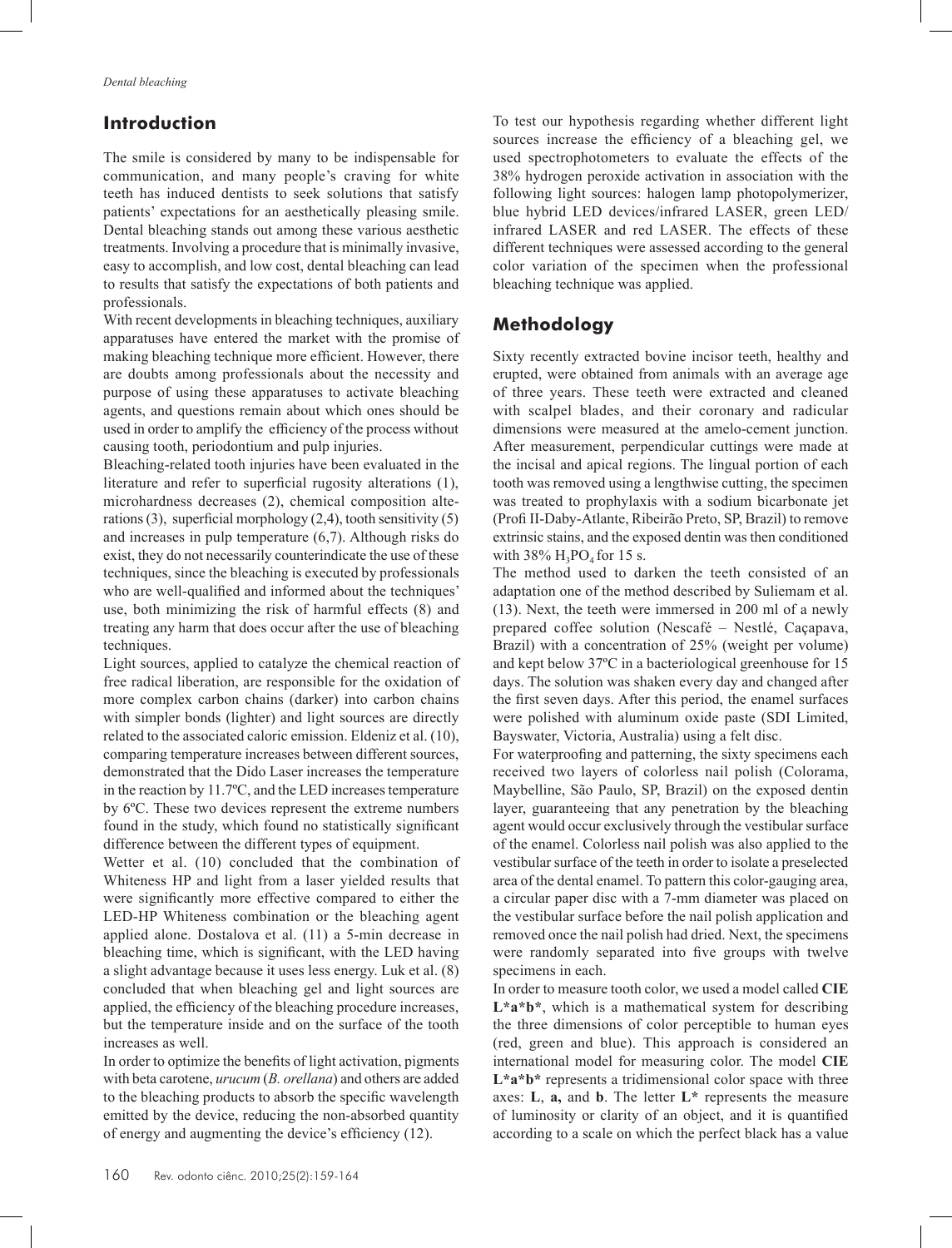## Introduction

The smile is considered by many to be indispensable for communication, and many people's craving for white teeth has induced dentists to seek solutions that satisfy patients' expectations for an aesthetically pleasing smile. Dental bleaching stands out among these various aesthetic treatments. Involving a procedure that is minimally invasive, easy to accomplish, and low cost, dental bleaching can lead to results that satisfy the expectations of both patients and professionals.

With recent developments in bleaching techniques, auxiliary apparatuses have entered the market with the promise of making bleaching technique more efficient. However, there are doubts among professionals about the necessity and purpose of using these apparatuses to activate bleaching agents, and questions remain about which ones should be used in order to amplify the efficiency of the process without causing tooth, periodontium and pulp injuries.

Bleaching-related tooth injuries have been evaluated in the literature and refer to superficial rugosity alterations (1), microhardness decreases (2), chemical composition alterations (3), superficial morphology (2,4), tooth sensitivity (5) and increases in pulp temperature (6,7). Although risks do exist, they do not necessarily counterindicate the use of these techniques, since the bleaching is executed by professionals who are well-qualified and informed about the techniques' use, both minimizing the risk of harmful effects (8) and treating any harm that does occur after the use of bleaching techniques.

Light sources, applied to catalyze the chemical reaction of free radical liberation, are responsible for the oxidation of more complex carbon chains (darker) into carbon chains with simpler bonds (lighter) and light sources are directly related to the associated caloric emission. Eldeniz et al. (10), comparing temperature increases between different sources, demonstrated that the Dido Laser increases the temperature in the reaction by 11.7ºC, and the LED increases temperature by 6ºC. These two devices represent the extreme numbers found in the study, which found no statistically significant difference between the different types of equipment.

Wetter et al. (10) concluded that the combination of Whiteness HP and light from a laser yielded results that were significantly more effective compared to either the LED-HP Whiteness combination or the bleaching agent applied alone. Dostalova et al. (11) a 5-min decrease in bleaching time, which is significant, with the LED having a slight advantage because it uses less energy. Luk et al. (8) concluded that when bleaching gel and light sources are applied, the efficiency of the bleaching procedure increases, but the temperature inside and on the surface of the tooth increases as well.

In order to optimize the benefits of light activation, pigments with beta carotene, *urucum* (*B. orellana*) and others are added to the bleaching products to absorb the specific wavelength emitted by the device, reducing the non-absorbed quantity of energy and augmenting the device's efficiency (12).

To test our hypothesis regarding whether different light sources increase the efficiency of a bleaching gel, we used spectrophotometers to evaluate the effects of the 38% hydrogen peroxide activation in association with the following light sources: halogen lamp photopolymerizer, blue hybrid LED devices/infrared LASER, green LED/infrared LASER and red LASER. The effects of these different techniques were assessed according to the general color variation of the specimen when the professional bleaching technique was applied.

## Methodology

Sixty recently extracted bovine incisor teeth, healthy and erupted, were obtained from animals with an average age of three years. These teeth were extracted and cleaned with scalpel blades, and their coronary and radicular dimensions were measured at the amelo-cement junction. After measurement, perpendicular cuttings were made at the incisal and apical regions. The lingual portion of each tooth was removed using a lengthwise cutting, the specimen was treated to prophylaxis with a sodium bicarbonate jet (Profi II-Daby-Atlante, Ribeirão Preto, SP, Brazil) to remove extrinsic stains, and the exposed dentin was then conditioned with 38% $H_3PO_4$ for 15 s.

The method used to darken the teeth consisted of an adaptation one of the method described by Suliemam et al. (13). Next, the teeth were immersed in 200 ml of a newly prepared coffee solution (Nescafé – Nestlé, Caçapava, Brazil) with a concentration of 25% (weight per volume) and kept below 37ºC in a bacteriological greenhouse for 15 days. The solution was shaken every day and changed after the first seven days. After this period, the enamel surfaces were polished with aluminum oxide paste (SDI Limited, Bayswater, Victoria, Australia) using a felt disc.

For waterproofing and patterning, the sixty specimens each received two layers of colorless nail polish (Colorama, Maybelline, São Paulo, SP, Brazil) on the exposed dentin layer, guaranteeing that any penetration by the bleaching agent would occur exclusively through the vestibular surface of the enamel. Colorless nail polish was also applied to the vestibular surface of the teeth in order to isolate a preselected area of the dental enamel. To pattern this color-gauging area, a circular paper disc with a 7-mm diameter was placed on the vestibular surface before the nail polish application and removed once the nail polish had dried. Next, the specimens were randomly separated into five groups with twelve specimens in each.

In order to measure tooth color, we used a model called **CIE L\*a\*b\***, which is a mathematical system for describing the three dimensions of color perceptible to human eyes (red, green and blue). This approach is considered an international model for measuring color. The model **CIE L\*a\*b\*** represents a tridimensional color space with three axes: **L**, **a,** and **b**. The letter **L\*** represents the measure of luminosity or clarity of an object, and it is quantified according to a scale on which the perfect black has a value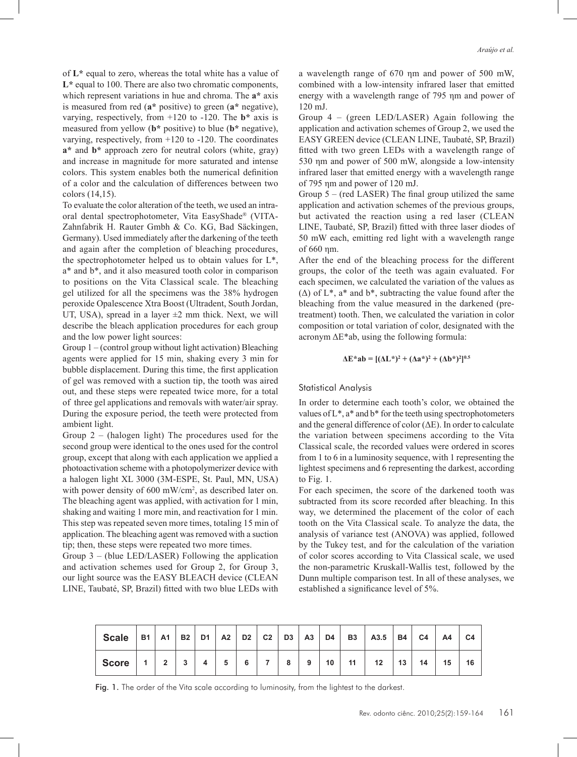of **L*** equal to zero, whereas the total white has a value of **L*** equal to 100. There are also two chromatic components, which represent variations in hue and chroma. The **a*** axis is measured from red (**a*** positive) to green (**a*** negative), varying, respectively, from +120 to -120. The **b*** axis is measured from yellow (**b*** positive) to blue (**b*** negative), varying, respectively, from +120 to -120. The coordinates **a*** and **b*** approach zero for neutral colors (white, gray) and increase in magnitude for more saturated and intense colors. This system enables both the numerical definition of a color and the calculation of differences between two colors (14,15).

To evaluate the color alteration of the teeth, we used an intra-oral dental spectrophotometer, Vita EasyShade® (VITA-Zahnfabrik H. Rauter Gmbh & Co. KG, Bad Säckingen, Germany). Used immediately after the darkening of the teeth and again after the completion of bleaching procedures, the spectrophotometer helped us to obtain values for L*, a* and b*, and it also measured tooth color in comparison to positions on the Vita Classical scale. The bleaching gel utilized for all the specimens was the 38% hydrogen peroxide Opalescence Xtra Boost (Ultradent, South Jordan, UT, USA), spread in a layer ±2 mm thick. Next, we will describe the bleach application procedures for each group and the low power light sources:

Group 1 – (control group without light activation) Bleaching agents were applied for 15 min, shaking every 3 min for bubble displacement. During this time, the first application of gel was removed with a suction tip, the tooth was aired out, and these steps were repeated twice more, for a total of three gel applications and removals with water/air spray. During the exposure period, the teeth were protected from ambient light.

Group 2 – (halogen light) The procedures used for the second group were identical to the ones used for the control group, except that along with each application we applied a photoactivation scheme with a photopolymerizer device with a halogen light XL 3000 (3M-ESPE, St. Paul, MN, USA) with power density of 600 mW/cm², as described later on. The bleaching agent was applied, with activation for 1 min, shaking and waiting 1 more min, and reactivation for 1 min. This step was repeated seven more times, totaling 15 min of application. The bleaching agent was removed with a suction tip; then, these steps were repeated two more times.

Group 3 – (blue LED/LASER) Following the application and activation schemes used for Group 2, for Group 3, our light source was the EASY BLEACH device (CLEAN LINE, Taubaté, SP, Brazil) fitted with two blue LEDs with a wavelength range of 670 ηm and power of 500 mW, combined with a low-intensity infrared laser that emitted energy with a wavelength range of 795 ηm and power of 120 mJ.

Group 4 – (green LED/LASER) Again following the application and activation schemes of Group 2, we used the EASY GREEN device (CLEAN LINE, Taubaté, SP, Brazil) fitted with two green LEDs with a wavelength range of 530 ηm and power of 500 mW, alongside a low-intensity infrared laser that emitted energy with a wavelength range of 795 ηm and power of 120 mJ.

Group 5 – (red LASER) The final group utilized the same application and activation schemes of the previous groups, but activated the reaction using a red laser (CLEAN LINE, Taubaté, SP, Brazil) fitted with three laser diodes of 50 mW each, emitting red light with a wavelength range of 660 ηm.

After the end of the bleaching process for the different groups, the color of the teeth was again evaluated. For each specimen, we calculated the variation of the values as (Δ) of L*, a* and b*, subtracting the value found after the bleaching from the value measured in the darkened (pre-treatment) tooth. Then, we calculated the variation in color composition or total variation of color, designated with the acronym ΔE*ab, using the following formula:

$$\Delta E^*ab = [(\Delta L^*)^2 + (\Delta a^*)^2 + (\Delta b^*)^2]^{0.5}$$

### Statistical Analysis

In order to determine each tooth's color, we obtained the values of L*, a* and b* for the teeth using spectrophotometers and the general difference of color (ΔE). In order to calculate the variation between specimens according to the Vita Classical scale, the recorded values were ordered in scores from 1 to 6 in a luminosity sequence, with 1 representing the lightest specimens and 6 representing the darkest, according to Fig. 1.

For each specimen, the score of the darkened tooth was subtracted from its score recorded after bleaching. In this way, we determined the placement of the color of each tooth on the Vita Classical scale. To analyze the data, the analysis of variance test (ANOVA) was applied, followed by the Tukey test, and for the calculation of the variation of color scores according to Vita Classical scale, we used the non-parametric Kruskall-Wallis test, followed by the Dunn multiple comparison test. In all of these analyses, we established a significance level of 5%.

| **Scale** | B1 | A1 | B2 | D1 | A2 | D2 | C2 | D3 | A3 | D4 | B3 | A3.5 | B4 | C4 | A4 | C4 |
|---|---|---|---|---|---|---|---|---|---|---|---|---|---|---|---|---|
| **Score** | 1 | 2 | 3 | 4 | 5 | 6 | 7 | 8 | 9 | 10 | 11 | 12 | 13 | 14 | 15 | 16 |

Fig. 1. The order of the Vita scale according to luminosity, from the lightest to the darkest.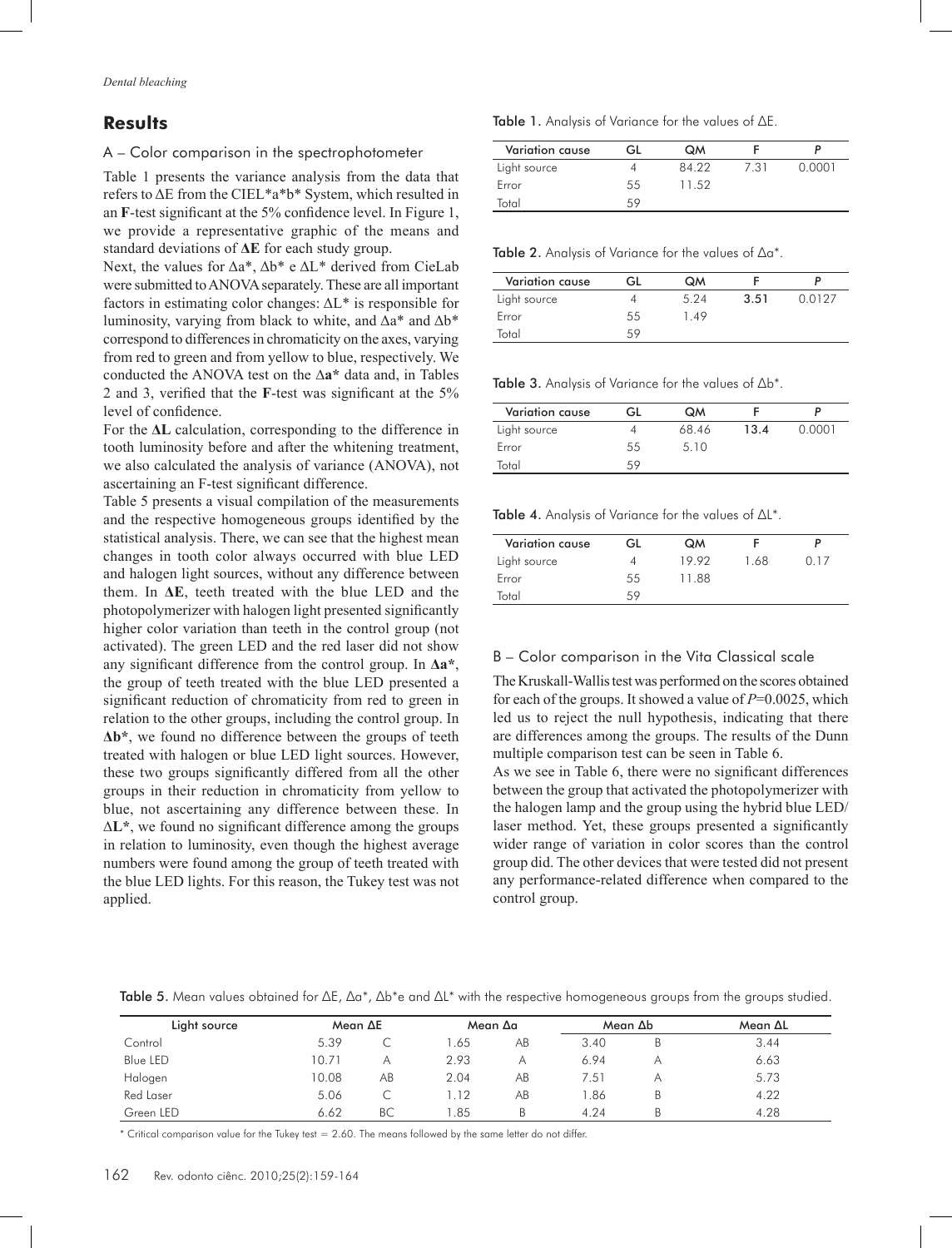## Results

### A – Color comparison in the spectrophotometer

Table 1 presents the variance analysis from the data that refers to $\Delta E$ from the CIEL*a*b* System, which resulted in an **F**-test significant at the 5% confidence level. In Figure 1, we provide a representative graphic of the means and standard deviations of **$\Delta E$** for each study group.

Next, the values for $\Delta a^*$, $\Delta b^*$ e $\Delta L^*$ derived from CieLab were submitted to ANOVA separately. These are all important factors in estimating color changes: $\Delta L^*$ is responsible for luminosity, varying from black to white, and $\Delta a^*$ and $\Delta b^*$ correspond to differences in chromaticity on the axes, varying from red to green and from yellow to blue, respectively. We conducted the ANOVA test on the $\Delta$**a*** data and, in Tables 2 and 3, verified that the **F**-test was significant at the 5% level of confidence.

For the **$\Delta L$** calculation, corresponding to the difference in tooth luminosity before and after the whitening treatment, we also calculated the analysis of variance (ANOVA), not ascertaining an F-test significant difference.

Table 5 presents a visual compilation of the measurements and the respective homogeneous groups identified by the statistical analysis. There, we can see that the highest mean changes in tooth color always occurred with blue LED and halogen light sources, without any difference between them. In **$\Delta E$**, teeth treated with the blue LED and the photopolymerizer with halogen light presented significantly higher color variation than teeth in the control group (not activated). The green LED and the red laser did not show any significant difference from the control group. In **$\Delta a^*$**, the group of teeth treated with the blue LED presented a significant reduction of chromaticity from red to green in relation to the other groups, including the control group. In **$\Delta b^*$**, we found no difference between the groups of teeth treated with halogen or blue LED light sources. However, these two groups significantly differed from all the other groups in their reduction in chromaticity from yellow to blue, not ascertaining any difference between these. In $\Delta$**L***, we found no significant difference among the groups in relation to luminosity, even though the highest average numbers were found among the group of teeth treated with the blue LED lights. For this reason, the Tukey test was not applied.

Table 1. Analysis of Variance for the values of $\Delta E$.

| Variation cause | GL | QM | F | P |
|---|---|---|---|---|
| Light source | 4 | 84.22 | 7.31 | 0.0001 |
| Error | 55 | 11.52 | | |
| Total | 59 | | | |

Table 2. Analysis of Variance for the values of $\Delta a^*$.

| Variation cause | GL | QM | F | P |
|---|---|---|---|---|
| Light source | 4 | 5.24 | **3.51** | 0.0127 |
| Error | 55 | 1.49 | | |
| Total | 59 | | | |

Table 3. Analysis of Variance for the values of $\Delta b^*$.

| Variation cause | GL | QM | F | P |
|---|---|---|---|---|
| Light source | 4 | 68.46 | **13.4** | 0.0001 |
| Error | 55 | 5.10 | | |
| Total | 59 | | | |

Table 4. Analysis of Variance for the values of $\Delta L^*$.

| Variation cause | GL | QM | F | P |
|---|---|---|---|---|
| Light source | 4 | 19.92 | 1.68 | 0.17 |
| Error | 55 | 11.88 | | |
| Total | 59 | | | |

### B – Color comparison in the Vita Classical scale

The Kruskall-Wallis test was performed on the scores obtained for each of the groups. It showed a value of $P$=0.0025, which led us to reject the null hypothesis, indicating that there are differences among the groups. The results of the Dunn multiple comparison test can be seen in Table 6.

As we see in Table 6, there were no significant differences between the group that activated the photopolymerizer with the halogen lamp and the group using the hybrid blue LED/laser method. Yet, these groups presented a significantly wider range of variation in color scores than the control group did. The other devices that were tested did not present any performance-related difference when compared to the control group.

Table 5. Mean values obtained for $\Delta E$, $\Delta a^*$, $\Delta b^*$e and $\Delta L^*$ with the respective homogeneous groups from the groups studied.

| Light source | Mean ΔE | | Mean Δa | | Mean Δb | | Mean ΔL |
|---|---|---|---|---|---|---|---|
| Control | 5.39 | C | 1.65 | AB | 3.40 | B | 3.44 |
| Blue LED | 10.71 | A | 2.93 | A | 6.94 | A | 6.63 |
| Halogen | 10.08 | AB | 2.04 | AB | 7.51 | A | 5.73 |
| Red Laser | 5.06 | C | 1.12 | AB | 1.86 | B | 4.22 |
| Green LED | 6.62 | BC | 1.85 | B | 4.24 | B | 4.28 |

\* Critical comparison value for the Tukey test = 2.60. The means followed by the same letter do not differ.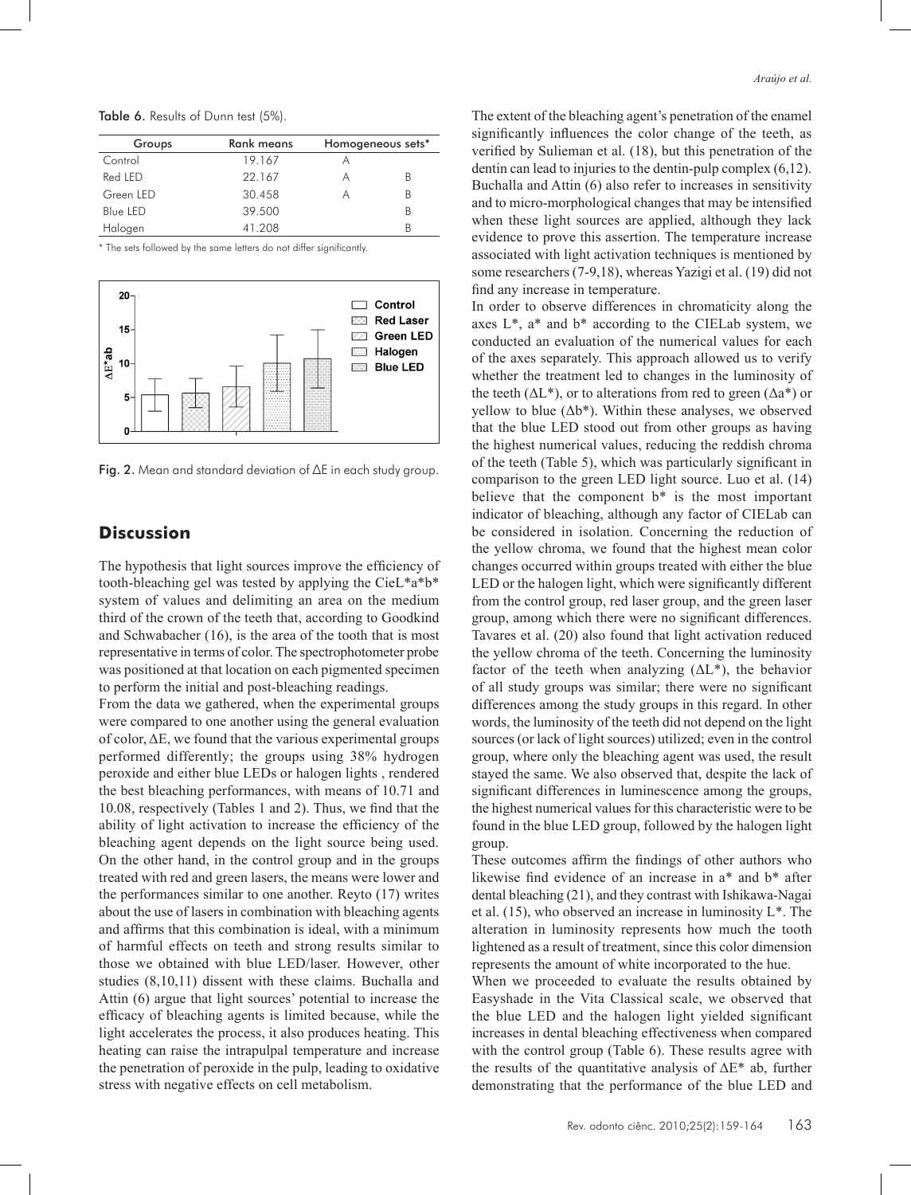Table 6. Results of Dunn test (5%).

| Groups | Rank means | Homogeneous sets* | |
|---|---|---|---|
| Control | 19.167 | A | |
| Red LED | 22.167 | A | B |
| Green LED | 30.458 | A | B |
| Blue LED | 39.500 | | B |
| Halogen | 41.208 | | B |

* The sets followed by the same letters do not differ significantly.

20
15
10
5
0
ΔE*ab
Control
Red Laser
Green LED
Halogen
Blue LED

Fig. 2. Mean and standard deviation of ΔE in each study group.

## Discussion

The hypothesis that light sources improve the efficiency of tooth-bleaching gel was tested by applying the CieL*a*b* system of values and delimiting an area on the medium third of the crown of the teeth that, according to Goodkind and Schwabacher (16), is the area of the tooth that is most representative in terms of color. The spectrophotometer probe was positioned at that location on each pigmented specimen to perform the initial and post-bleaching readings.

From the data we gathered, when the experimental groups were compared to one another using the general evaluation of color, ΔE, we found that the various experimental groups performed differently; the groups using 38% hydrogen peroxide and either blue LEDs or halogen lights , rendered the best bleaching performances, with means of 10.71 and 10.08, respectively (Tables 1 and 2). Thus, we find that the ability of light activation to increase the efficiency of the bleaching agent depends on the light source being used. On the other hand, in the control group and in the groups treated with red and green lasers, the means were lower and the performances similar to one another. Reyto (17) writes about the use of lasers in combination with bleaching agents and affirms that this combination is ideal, with a minimum of harmful effects on teeth and strong results similar to those we obtained with blue LED/laser. However, other studies (8,10,11) dissent with these claims. Buchalla and Attin (6) argue that light sources' potential to increase the efficacy of bleaching agents is limited because, while the light accelerates the process, it also produces heating. This heating can raise the intrapulpal temperature and increase the penetration of peroxide in the pulp, leading to oxidative stress with negative effects on cell metabolism.

The extent of the bleaching agent's penetration of the enamel significantly influences the color change of the teeth, as verified by Sulieman et al. (18), but this penetration of the dentin can lead to injuries to the dentin-pulp complex (6,12). Buchalla and Attin (6) also refer to increases in sensitivity and to micro-morphological changes that may be intensified when these light sources are applied, although they lack evidence to prove this assertion. The temperature increase associated with light activation techniques is mentioned by some researchers (7-9,18), whereas Yazigi et al. (19) did not find any increase in temperature.

In order to observe differences in chromaticity along the axes L*, a* and b* according to the CIELab system, we conducted an evaluation of the numerical values for each of the axes separately. This approach allowed us to verify whether the treatment led to changes in the luminosity of the teeth (ΔL*), or to alterations from red to green (Δa*) or yellow to blue (Δb*). Within these analyses, we observed that the blue LED stood out from other groups as having the highest numerical values, reducing the reddish chroma of the teeth (Table 5), which was particularly significant in comparison to the green LED light source. Luo et al. (14) believe that the component b* is the most important indicator of bleaching, although any factor of CIELab can be considered in isolation. Concerning the reduction of the yellow chroma, we found that the highest mean color changes occurred within groups treated with either the blue LED or the halogen light, which were significantly different from the control group, red laser group, and the green laser group, among which there were no significant differences. Tavares et al. (20) also found that light activation reduced the yellow chroma of the teeth. Concerning the luminosity factor of the teeth when analyzing (ΔL*), the behavior of all study groups was similar; there were no significant differences among the study groups in this regard. In other words, the luminosity of the teeth did not depend on the light sources (or lack of light sources) utilized; even in the control group, where only the bleaching agent was used, the result stayed the same. We also observed that, despite the lack of significant differences in luminescence among the groups, the highest numerical values for this characteristic were to be found in the blue LED group, followed by the halogen light group.

These outcomes affirm the findings of other authors who likewise find evidence of an increase in a* and b* after dental bleaching (21), and they contrast with Ishikawa-Nagai et al. (15), who observed an increase in luminosity L*. The alteration in luminosity represents how much the tooth lightened as a result of treatment, since this color dimension represents the amount of white incorporated to the hue.

When we proceeded to evaluate the results obtained by Easyshade in the Vita Classical scale, we observed that the blue LED and the halogen light yielded significant increases in dental bleaching effectiveness when compared with the control group (Table 6). These results agree with the results of the quantitative analysis of ΔE* ab, further demonstrating that the performance of the blue LED and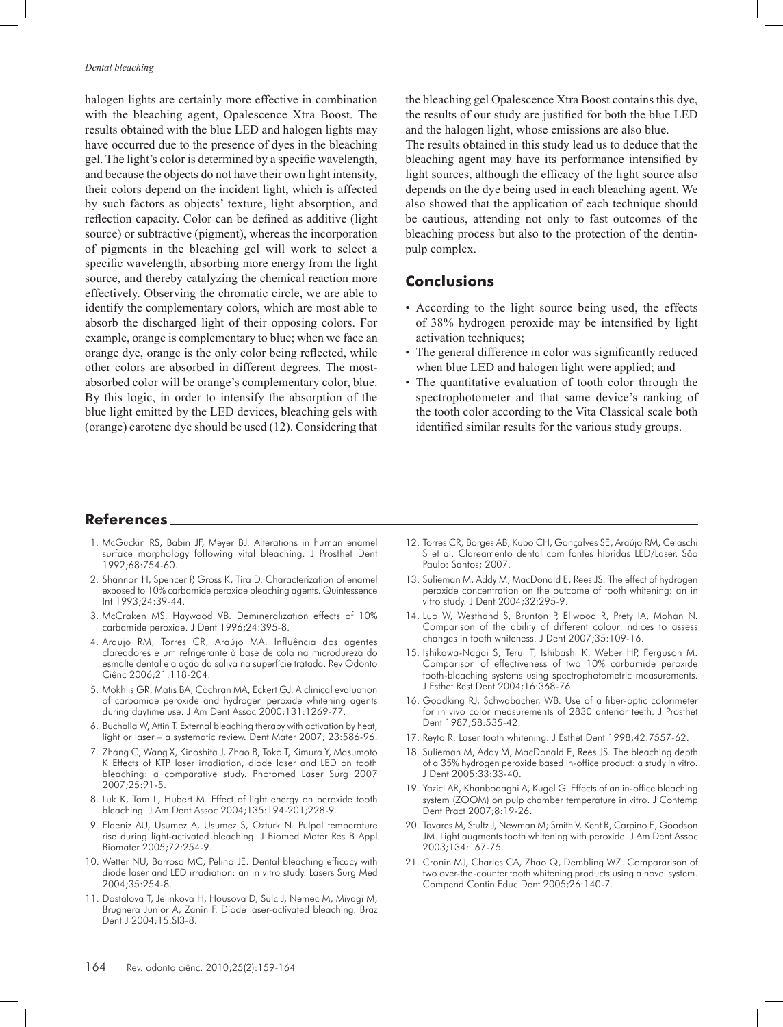halogen lights are certainly more effective in combination with the bleaching agent, Opalescence Xtra Boost. The results obtained with the blue LED and halogen lights may have occurred due to the presence of dyes in the bleaching gel. The light's color is determined by a specific wavelength, and because the objects do not have their own light intensity, their colors depend on the incident light, which is affected by such factors as objects' texture, light absorption, and reflection capacity. Color can be defined as additive (light source) or subtractive (pigment), whereas the incorporation of pigments in the bleaching gel will work to select a specific wavelength, absorbing more energy from the light source, and thereby catalyzing the chemical reaction more effectively. Observing the chromatic circle, we are able to identify the complementary colors, which are most able to absorb the discharged light of their opposing colors. For example, orange is complementary to blue; when we face an orange dye, orange is the only color being reflected, while other colors are absorbed in different degrees. The most-absorbed color will be orange's complementary color, blue. By this logic, in order to intensify the absorption of the blue light emitted by the LED devices, bleaching gels with (orange) carotene dye should be used (12). Considering that the bleaching gel Opalescence Xtra Boost contains this dye, the results of our study are justified for both the blue LED and the halogen light, whose emissions are also blue.

The results obtained in this study lead us to deduce that the bleaching agent may have its performance intensified by light sources, although the efficacy of the light source also depends on the dye being used in each bleaching agent. We also showed that the application of each technique should be cautious, attending not only to fast outcomes of the bleaching process but also to the protection of the dentin-pulp complex.

## Conclusions

- According to the light source being used, the effects of 38% hydrogen peroxide may be intensified by light activation techniques;
- The general difference in color was significantly reduced when blue LED and halogen light were applied; and
- The quantitative evaluation of tooth color through the spectrophotometer and that same device's ranking of the tooth color according to the Vita Classical scale both identified similar results for the various study groups.

## References

1. McGuckin RS, Babin JF, Meyer BJ. Alterations in human enamel surface morphology following vital bleaching. J Prosthet Dent 1992;68:754-60.
2. Shannon H, Spencer P, Gross K, Tira D. Characterization of enamel exposed to 10% carbamide peroxide bleaching agents. Quintessence Int 1993;24:39-44.
3. McCraken MS, Haywood VB. Demineralization effects of 10% carbamide peroxide. J Dent 1996;24:395-8.
4. Araujo RM, Torres CR, Araújo MA. Influência dos agentes clareadores e um refrigerante à base de cola na microdureza do esmalte dental e a ação da saliva na superfície tratada. Rev Odonto Ciênc 2006;21:118-204.
5. Mokhlis GR, Matis BA, Cochran MA, Eckert GJ. A clinical evaluation of carbamide peroxide and hydrogen peroxide whitening agents during daytime use. J Am Dent Assoc 2000;131:1269-77.
6. Buchalla W, Attin T. External bleaching therapy with activation by heat, light or laser – a systematic review. Dent Mater 2007; 23:586-96.
7. Zhang C, Wang X, Kinoshita J, Zhao B, Toko T, Kimura Y, Masumoto K Effects of KTP laser irradiation, diode laser and LED on tooth bleaching: a comparative study. Photomed Laser Surg 2007 2007;25:91-5.
8. Luk K, Tam L, Hubert M. Effect of light energy on peroxide tooth bleaching. J Am Dent Assoc 2004;135:194-201;228-9.
9. Eldeniz AU, Usumez A, Usumez S, Ozturk N. Pulpal temperature rise during light-activated bleaching. J Biomed Mater Res B Appl Biomater 2005;72:254-9.
10. Wetter NU, Barroso MC, Pelino JE. Dental bleaching efficacy with diode laser and LED irradiation: an in vitro study. Lasers Surg Med 2004;35:254-8.
11. Dostalova T, Jelinkova H, Housova D, Sulc J, Nemec M, Miyagi M, Brugnera Junior A, Zanin F. Diode laser-activated bleaching. Braz Dent J 2004;15:SI3-8.
12. Torres CR, Borges AB, Kubo CH, Gonçalves SE, Araújo RM, Celaschi S et al. Clareamento dental com fontes híbridas LED/Laser. São Paulo: Santos; 2007.
13. Sulieman M, Addy M, MacDonald E, Rees JS. The effect of hydrogen peroxide concentration on the outcome of tooth whitening: an in vitro study. J Dent 2004;32:295-9.
14. Luo W, Westhand S, Brunton P, Ellwood R, Prety IA, Mohan N. Comparison of the ability of different colour indices to assess changes in tooth whiteness. J Dent 2007;35:109-16.
15. Ishikawa-Nagai S, Terui T, Ishibashi K, Weber HP, Ferguson M. Comparison of effectiveness of two 10% carbamide peroxide tooth-bleaching systems using spectrophotometric measurements. J Esthet Rest Dent 2004;16:368-76.
16. Goodking RJ, Schwabacher, WB. Use of a fiber-optic colorimeter for in vivo color measurements of 2830 anterior teeth. J Prosthet Dent 1987;58:535-42.
17. Reyto R. Laser tooth whitening. J Esthet Dent 1998;42:7557-62.
18. Sulieman M, Addy M, MacDonald E, Rees JS. The bleaching depth of a 35% hydrogen peroxide based in-office product: a study in vitro. J Dent 2005;33:33-40.
19. Yazici AR, Khanbodaghi A, Kugel G. Effects of an in-office bleaching system (ZOOM) on pulp chamber temperature in vitro. J Contemp Dent Pract 2007;8:19-26.
20. Tavares M, Stultz J, Newman M; Smith V, Kent R, Carpino E, Goodson JM. Light augments tooth whitening with peroxide. J Am Dent Assoc 2003;134:167-75.
21. Cronin MJ, Charles CA, Zhao Q, Dembling WZ. Compararison of two over-the-counter tooth whitening products using a novel system. Compend Contin Educ Dent 2005;26:140-7.